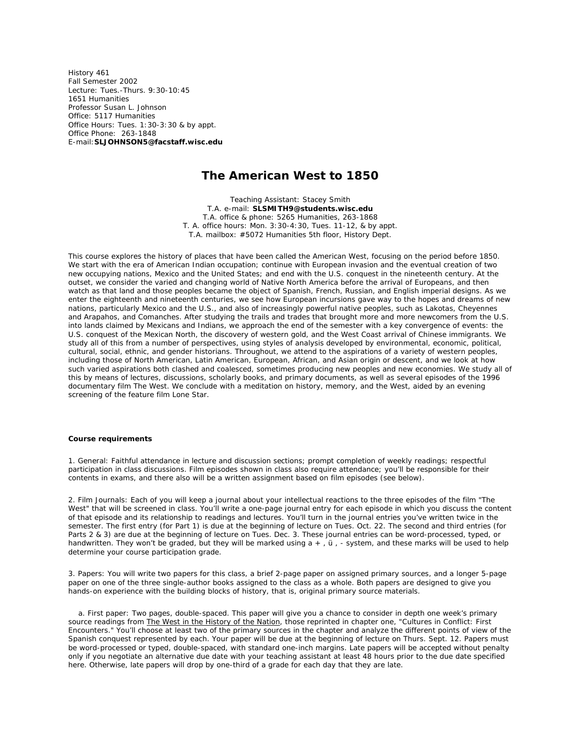History 461
Fall Semester 2002
Lecture: Tues.-Thurs. 9:30-10:45
1651 Humanities
Professor Susan L. Johnson
Office: 5117 Humanities
Office Hours: Tues. 1:30-3:30 & by appt.
Office Phone: 263-1848
E-mail: **SLJOHNSON5@facstaff.wisc.edu**

# The American West to 1850

Teaching Assistant: Stacey Smith
T.A. e-mail: **SLSMITH9@students.wisc.edu**
T.A. office & phone: 5265 Humanities, 263-1868
T. A. office hours: Mon. 3:30-4:30, Tues. 11-12, & by appt.
T.A. mailbox: #5072 Humanities 5th floor, History Dept.

This course explores the history of places that have been called the American West, focusing on the period before 1850. We start with the era of American Indian occupation; continue with European invasion and the eventual creation of two new occupying nations, Mexico and the United States; and end with the U.S. conquest in the nineteenth century. At the outset, we consider the varied and changing world of Native North America before the arrival of Europeans, and then watch as that land and those peoples became the object of Spanish, French, Russian, and English imperial designs. As we enter the eighteenth and nineteenth centuries, we see how European incursions gave way to the hopes and dreams of new nations, particularly Mexico and the U.S., and also of increasingly powerful native peoples, such as Lakotas, Cheyennes and Arapahos, and Comanches. After studying the trails and trades that brought more and more newcomers from the U.S. into lands claimed by Mexicans and Indians, we approach the end of the semester with a key convergence of events: the U.S. conquest of the Mexican North, the discovery of western gold, and the West Coast arrival of Chinese immigrants. We study all of this from a number of perspectives, using styles of analysis developed by environmental, economic, political, cultural, social, ethnic, and gender historians. Throughout, we attend to the aspirations of a variety of western peoples, including those of North American, Latin American, European, African, and Asian origin or descent, and we look at how such varied aspirations both clashed and coalesced, sometimes producing new peoples and new economies. We study all of this by means of lectures, discussions, scholarly books, and primary documents, as well as several episodes of the 1996 documentary film The West. We conclude with a meditation on history, memory, and the West, aided by an evening screening of the feature film Lone Star.

**Course requirements**

1. General: Faithful attendance in lecture and discussion sections; prompt completion of weekly readings; respectful participation in class discussions. Film episodes shown in class also require attendance; you'll be responsible for their contents in exams, and there also will be a written assignment based on film episodes (see below).

2. Film Journals: Each of you will keep a journal about your intellectual reactions to the three episodes of the film "The West" that will be screened in class. You'll write a one-page journal entry for each episode in which you discuss the content of that episode and its relationship to readings and lectures. You'll turn in the journal entries you've written twice in the semester. The first entry (for Part 1) is due at the beginning of lecture on Tues. Oct. 22. The second and third entries (for Parts 2 & 3) are due at the beginning of lecture on Tues. Dec. 3. These journal entries can be word-processed, typed, or handwritten. They won't be graded, but they will be marked using a + , ü , - system, and these marks will be used to help determine your course participation grade.

3. Papers: You will write two papers for this class, a brief 2-page paper on assigned primary sources, and a longer 5-page paper on one of the three single-author books assigned to the class as a whole. Both papers are designed to give you hands-on experience with the building blocks of history, that is, original primary source materials.

a. First paper: Two pages, double-spaced. This paper will give you a chance to consider in depth one week's primary source readings from <u>The West in the History of the Nation</u>, those reprinted in chapter one, "Cultures in Conflict: First Encounters." You'll choose at least two of the primary sources in the chapter and analyze the different points of view of the Spanish conquest represented by each. Your paper will be due at the beginning of lecture on Thurs. Sept. 12. Papers must be word-processed or typed, double-spaced, with standard one-inch margins. Late papers will be accepted without penalty only if you negotiate an alternative due date with your teaching assistant at least 48 hours prior to the due date specified here. Otherwise, late papers will drop by one-third of a grade for each day that they are late.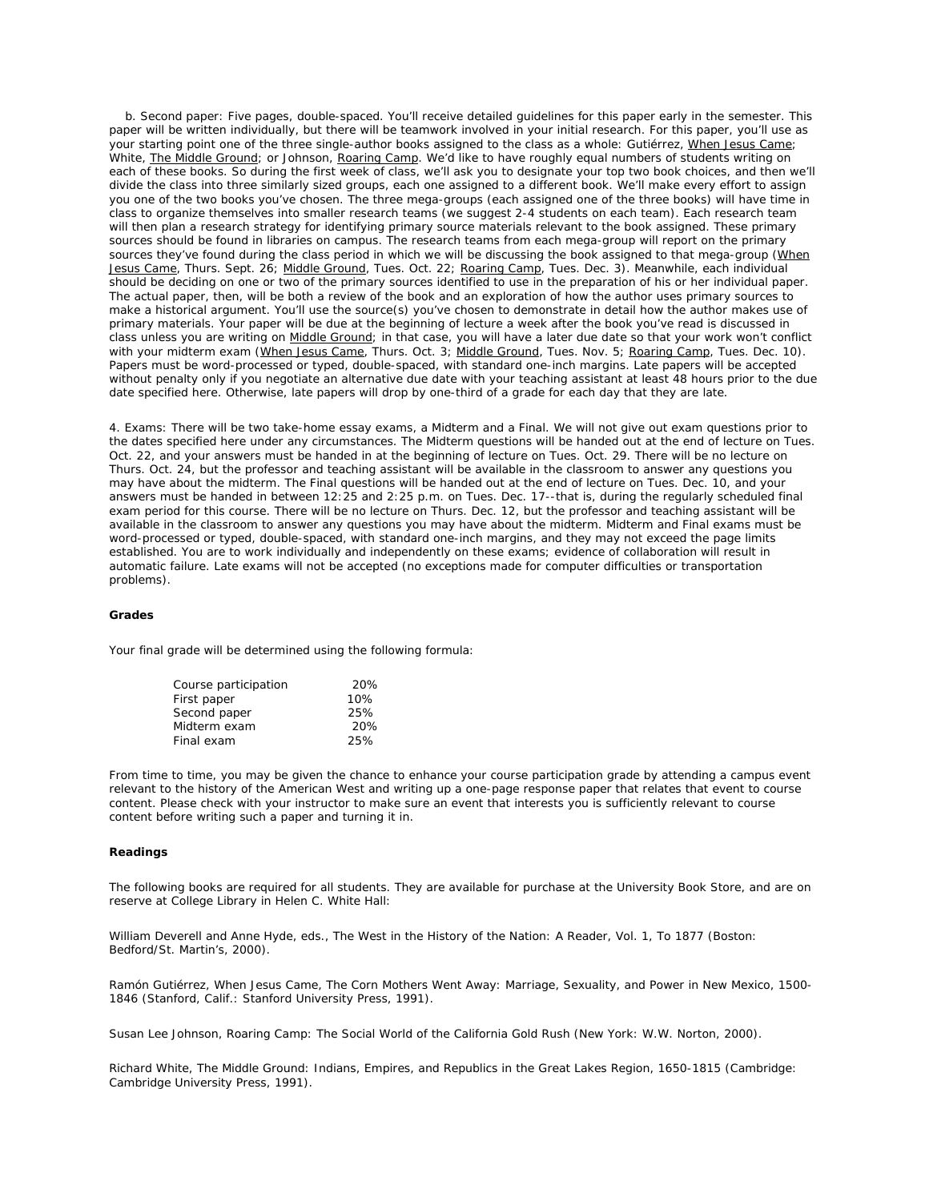b. Second paper: Five pages, double-spaced. You'll receive detailed guidelines for this paper early in the semester. This paper will be written individually, but there will be teamwork involved in your initial research. For this paper, you'll use as your starting point one of the three single-author books assigned to the class as a whole: Gutiérrez, When Jesus Came; White, The Middle Ground; or Johnson, Roaring Camp. We'd like to have roughly equal numbers of students writing on each of these books. So during the first week of class, we'll ask you to designate your top two book choices, and then we'll divide the class into three similarly sized groups, each one assigned to a different book. We'll make every effort to assign you one of the two books you've chosen. The three mega-groups (each assigned one of the three books) will have time in class to organize themselves into smaller research teams (we suggest 2-4 students on each team). Each research team will then plan a research strategy for identifying primary source materials relevant to the book assigned. These primary sources should be found in libraries on campus. The research teams from each mega-group will report on the primary sources they've found during the class period in which we will be discussing the book assigned to that mega-group (When Jesus Came, Thurs. Sept. 26; Middle Ground, Tues. Oct. 22; Roaring Camp, Tues. Dec. 3). Meanwhile, each individual should be deciding on one or two of the primary sources identified to use in the preparation of his or her individual paper. The actual paper, then, will be both a review of the book and an exploration of how the author uses primary sources to make a historical argument. You'll use the source(s) you've chosen to demonstrate in detail how the author makes use of primary materials. Your paper will be due at the beginning of lecture a week after the book you've read is discussed in class unless you are writing on Middle Ground; in that case, you will have a later due date so that your work won't conflict with your midterm exam (When Jesus Came, Thurs. Oct. 3; Middle Ground, Tues. Nov. 5; Roaring Camp, Tues. Dec. 10). Papers must be word-processed or typed, double-spaced, with standard one-inch margins. Late papers will be accepted without penalty only if you negotiate an alternative due date with your teaching assistant at least 48 hours prior to the due date specified here. Otherwise, late papers will drop by one-third of a grade for each day that they are late.

4. Exams: There will be two take-home essay exams, a Midterm and a Final. We will not give out exam questions prior to the dates specified here under any circumstances. The Midterm questions will be handed out at the end of lecture on Tues. Oct. 22, and your answers must be handed in at the beginning of lecture on Tues. Oct. 29. There will be no lecture on Thurs. Oct. 24, but the professor and teaching assistant will be available in the classroom to answer any questions you may have about the midterm. The Final questions will be handed out at the end of lecture on Tues. Dec. 10, and your answers must be handed in between 12:25 and 2:25 p.m. on Tues. Dec. 17--that is, during the regularly scheduled final exam period for this course. There will be no lecture on Thurs. Dec. 12, but the professor and teaching assistant will be available in the classroom to answer any questions you may have about the midterm. Midterm and Final exams must be word-processed or typed, double-spaced, with standard one-inch margins, and they may not exceed the page limits established. You are to work individually and independently on these exams; evidence of collaboration will result in automatic failure. Late exams will not be accepted (no exceptions made for computer difficulties or transportation problems).

**Grades**

Your final grade will be determined using the following formula:

| | |
|---|---|
| Course participation | 20% |
| First paper | 10% |
| Second paper | 25% |
| Midterm exam | 20% |
| Final exam | 25% |

From time to time, you may be given the chance to enhance your course participation grade by attending a campus event relevant to the history of the American West and writing up a one-page response paper that relates that event to course content. Please check with your instructor to make sure an event that interests you is sufficiently relevant to course content before writing such a paper and turning it in.

**Readings**

The following books are required for all students. They are available for purchase at the University Book Store, and are on reserve at College Library in Helen C. White Hall:

William Deverell and Anne Hyde, eds., The West in the History of the Nation: A Reader, Vol. 1, To 1877 (Boston: Bedford/St. Martin's, 2000).

Ramón Gutiérrez, When Jesus Came, The Corn Mothers Went Away: Marriage, Sexuality, and Power in New Mexico, 1500-1846 (Stanford, Calif.: Stanford University Press, 1991).

Susan Lee Johnson, Roaring Camp: The Social World of the California Gold Rush (New York: W.W. Norton, 2000).

Richard White, The Middle Ground: Indians, Empires, and Republics in the Great Lakes Region, 1650-1815 (Cambridge: Cambridge University Press, 1991).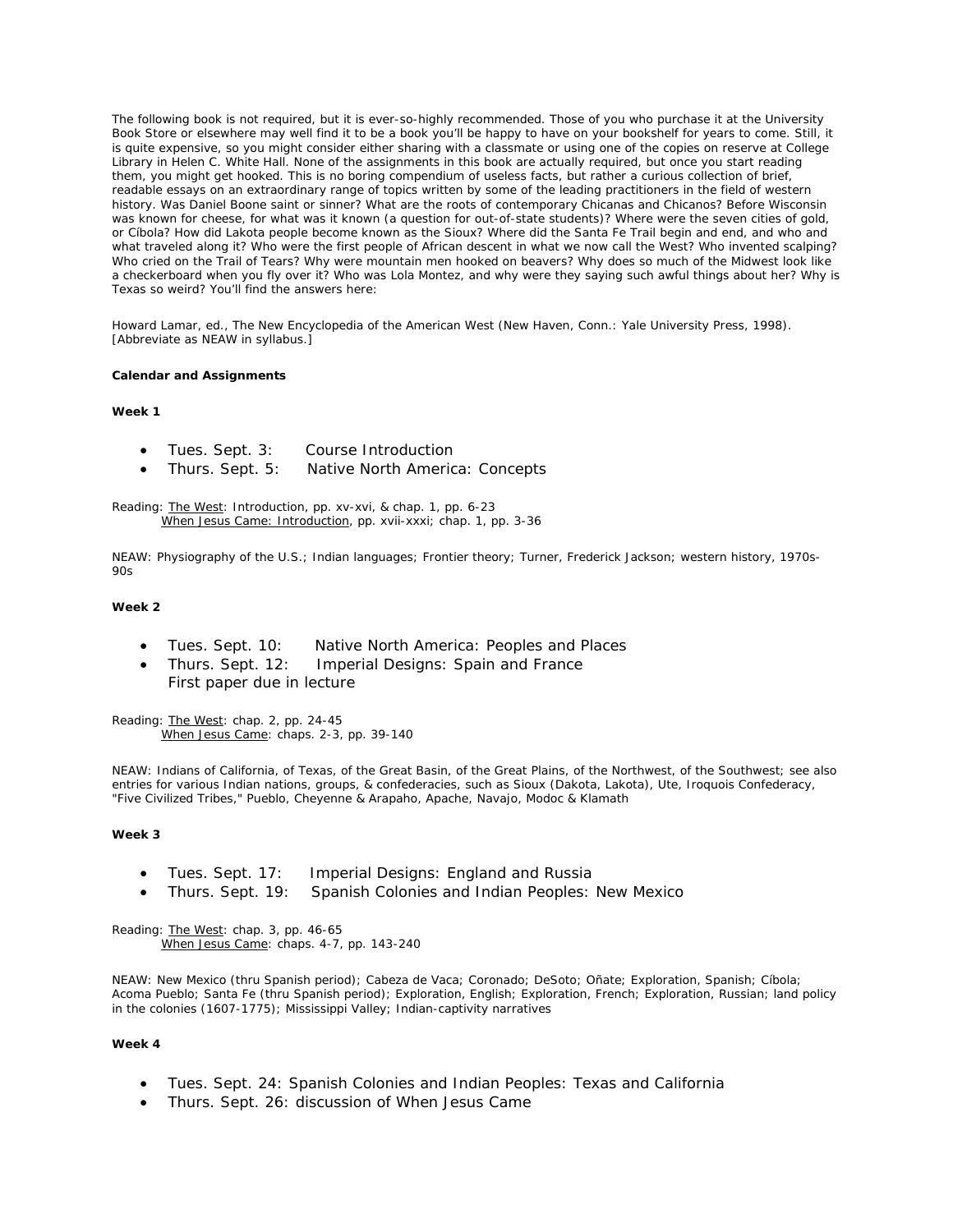The following book is not required, but it is ever-so-highly recommended. Those of you who purchase it at the University Book Store or elsewhere may well find it to be a book you'll be happy to have on your bookshelf for years to come. Still, it is quite expensive, so you might consider either sharing with a classmate or using one of the copies on reserve at College Library in Helen C. White Hall. None of the assignments in this book are actually required, but once you start reading them, you might get hooked. This is no boring compendium of useless facts, but rather a curious collection of brief, readable essays on an extraordinary range of topics written by some of the leading practitioners in the field of western history. Was Daniel Boone saint or sinner? What are the roots of contemporary Chicanas and Chicanos? Before Wisconsin was known for cheese, for what was it known (a question for out-of-state students)? Where were the seven cities of gold, or Cíbola? How did Lakota people become known as the Sioux? Where did the Santa Fe Trail begin and end, and who and what traveled along it? Who were the first people of African descent in what we now call the West? Who invented scalping? Who cried on the Trail of Tears? Why were mountain men hooked on beavers? Why does so much of the Midwest look like a checkerboard when you fly over it? Who was Lola Montez, and why were they saying such awful things about her? Why is Texas so weird? You'll find the answers here:

Howard Lamar, ed., The New Encyclopedia of the American West (New Haven, Conn.: Yale University Press, 1998). [Abbreviate as NEAW in syllabus.]

**Calendar and Assignments**

**Week 1**

- Tues. Sept. 3: Course Introduction
- Thurs. Sept. 5: Native North America: Concepts

Reading: The West: Introduction, pp. xv-xvi, & chap. 1, pp. 6-23
When Jesus Came: Introduction, pp. xvii-xxxi; chap. 1, pp. 3-36

NEAW: Physiography of the U.S.; Indian languages; Frontier theory; Turner, Frederick Jackson; western history, 1970s-90s

**Week 2**

- Tues. Sept. 10: Native North America: Peoples and Places
- Thurs. Sept. 12: Imperial Designs: Spain and France
  First paper due in lecture

Reading: The West: chap. 2, pp. 24-45
When Jesus Came: chaps. 2-3, pp. 39-140

NEAW: Indians of California, of Texas, of the Great Basin, of the Great Plains, of the Northwest, of the Southwest; see also entries for various Indian nations, groups, & confederacies, such as Sioux (Dakota, Lakota), Ute, Iroquois Confederacy, "Five Civilized Tribes," Pueblo, Cheyenne & Arapaho, Apache, Navajo, Modoc & Klamath

**Week 3**

- Tues. Sept. 17: Imperial Designs: England and Russia
- Thurs. Sept. 19: Spanish Colonies and Indian Peoples: New Mexico

Reading: The West: chap. 3, pp. 46-65
When Jesus Came: chaps. 4-7, pp. 143-240

NEAW: New Mexico (thru Spanish period); Cabeza de Vaca; Coronado; DeSoto; Oñate; Exploration, Spanish; Cíbola; Acoma Pueblo; Santa Fe (thru Spanish period); Exploration, English; Exploration, French; Exploration, Russian; land policy in the colonies (1607-1775); Mississippi Valley; Indian-captivity narratives

**Week 4**

- Tues. Sept. 24: Spanish Colonies and Indian Peoples: Texas and California
- Thurs. Sept. 26: discussion of When Jesus Came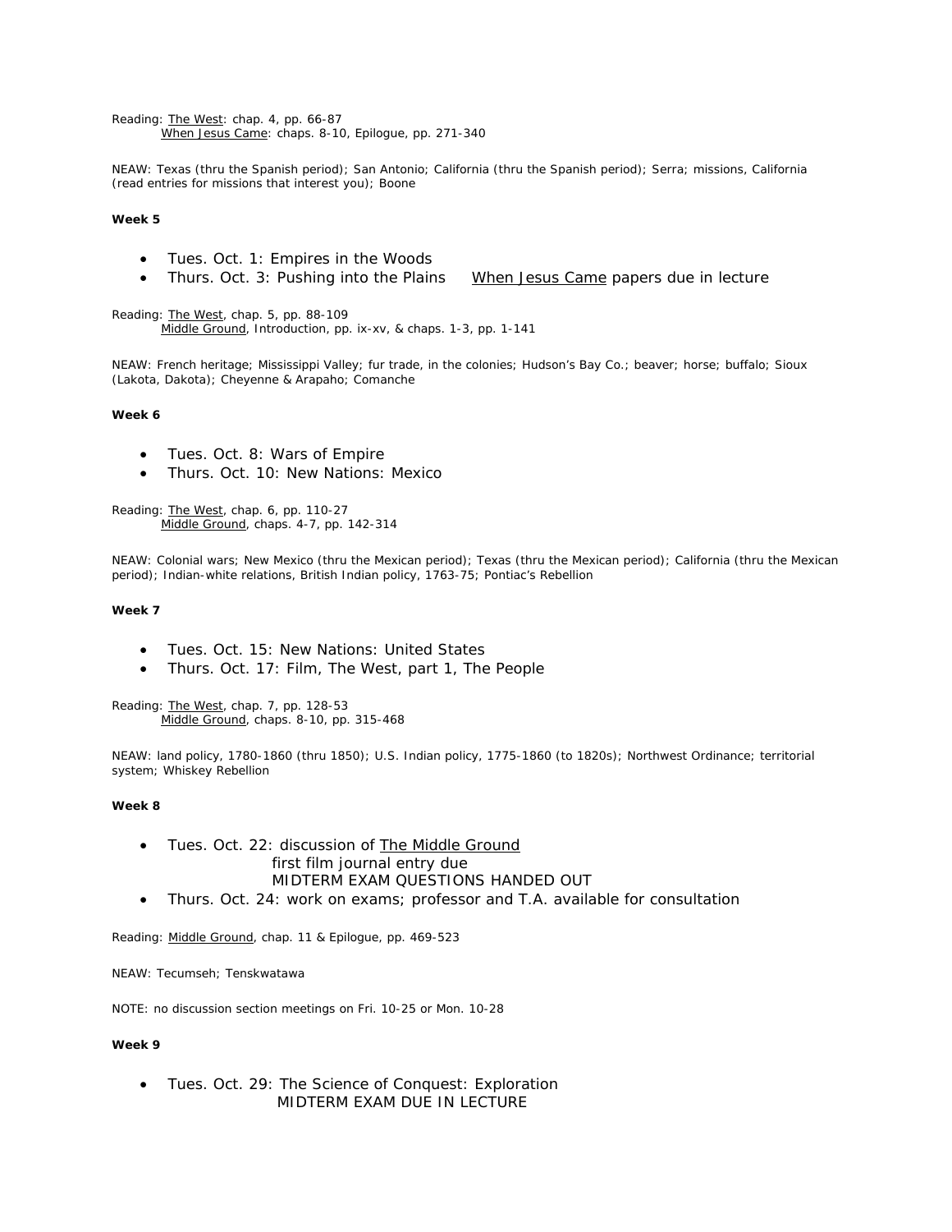Reading: The West: chap. 4, pp. 66-87
When Jesus Came: chaps. 8-10, Epilogue, pp. 271-340

NEAW: Texas (thru the Spanish period); San Antonio; California (thru the Spanish period); Serra; missions, California (read entries for missions that interest you); Boone

**Week 5**

- Tues. Oct. 1: Empires in the Woods
- Thurs. Oct. 3: Pushing into the Plains     When Jesus Came papers due in lecture

Reading: The West, chap. 5, pp. 88-109
Middle Ground, Introduction, pp. ix-xv, & chaps. 1-3, pp. 1-141

NEAW: French heritage; Mississippi Valley; fur trade, in the colonies; Hudson's Bay Co.; beaver; horse; buffalo; Sioux (Lakota, Dakota); Cheyenne & Arapaho; Comanche

**Week 6**

- Tues. Oct. 8: Wars of Empire
- Thurs. Oct. 10: New Nations: Mexico

Reading: The West, chap. 6, pp. 110-27
Middle Ground, chaps. 4-7, pp. 142-314

NEAW: Colonial wars; New Mexico (thru the Mexican period); Texas (thru the Mexican period); California (thru the Mexican period); Indian-white relations, British Indian policy, 1763-75; Pontiac's Rebellion

**Week 7**

- Tues. Oct. 15: New Nations: United States
- Thurs. Oct. 17: Film, The West, part 1, The People

Reading: The West, chap. 7, pp. 128-53
Middle Ground, chaps. 8-10, pp. 315-468

NEAW: land policy, 1780-1860 (thru 1850); U.S. Indian policy, 1775-1860 (to 1820s); Northwest Ordinance; territorial system; Whiskey Rebellion

**Week 8**

- Tues. Oct. 22: discussion of The Middle Ground
  first film journal entry due
  MIDTERM EXAM QUESTIONS HANDED OUT
- Thurs. Oct. 24: work on exams; professor and T.A. available for consultation

Reading: Middle Ground, chap. 11 & Epilogue, pp. 469-523

NEAW: Tecumseh; Tenskwatawa

NOTE: no discussion section meetings on Fri. 10-25 or Mon. 10-28

**Week 9**

- Tues. Oct. 29: The Science of Conquest: Exploration
  MIDTERM EXAM DUE IN LECTURE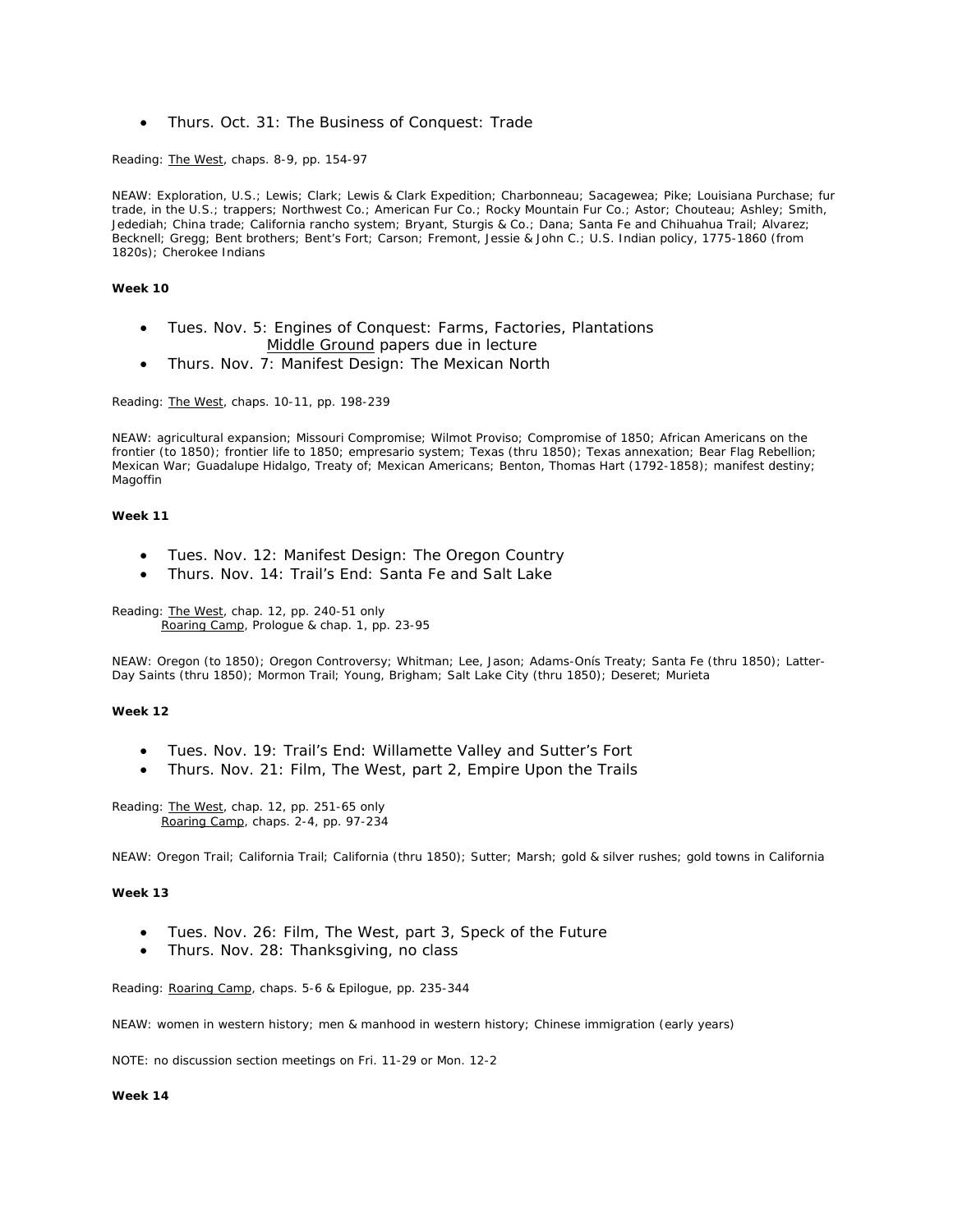- Thurs. Oct. 31: The Business of Conquest: Trade

Reading: The West, chaps. 8-9, pp. 154-97

NEAW: Exploration, U.S.; Lewis; Clark; Lewis & Clark Expedition; Charbonneau; Sacagewea; Pike; Louisiana Purchase; fur trade, in the U.S.; trappers; Northwest Co.; American Fur Co.; Rocky Mountain Fur Co.; Astor; Chouteau; Ashley; Smith, Jedediah; China trade; California rancho system; Bryant, Sturgis & Co.; Dana; Santa Fe and Chihuahua Trail; Alvarez; Becknell; Gregg; Bent brothers; Bent's Fort; Carson; Fremont, Jessie & John C.; U.S. Indian policy, 1775-1860 (from 1820s); Cherokee Indians

**Week 10**

- Tues. Nov. 5: Engines of Conquest: Farms, Factories, Plantations
  Middle Ground papers due in lecture
- Thurs. Nov. 7: Manifest Design: The Mexican North

Reading: The West, chaps. 10-11, pp. 198-239

NEAW: agricultural expansion; Missouri Compromise; Wilmot Proviso; Compromise of 1850; African Americans on the frontier (to 1850); frontier life to 1850; empresario system; Texas (thru 1850); Texas annexation; Bear Flag Rebellion; Mexican War; Guadalupe Hidalgo, Treaty of; Mexican Americans; Benton, Thomas Hart (1792-1858); manifest destiny; Magoffin

**Week 11**

- Tues. Nov. 12: Manifest Design: The Oregon Country
- Thurs. Nov. 14: Trail's End: Santa Fe and Salt Lake

Reading: The West, chap. 12, pp. 240-51 only
Roaring Camp, Prologue & chap. 1, pp. 23-95

NEAW: Oregon (to 1850); Oregon Controversy; Whitman; Lee, Jason; Adams-Onís Treaty; Santa Fe (thru 1850); Latter-Day Saints (thru 1850); Mormon Trail; Young, Brigham; Salt Lake City (thru 1850); Deseret; Murieta

**Week 12**

- Tues. Nov. 19: Trail's End: Willamette Valley and Sutter's Fort
- Thurs. Nov. 21: Film, The West, part 2, Empire Upon the Trails

Reading: The West, chap. 12, pp. 251-65 only
Roaring Camp, chaps. 2-4, pp. 97-234

NEAW: Oregon Trail; California Trail; California (thru 1850); Sutter; Marsh; gold & silver rushes; gold towns in California

**Week 13**

- Tues. Nov. 26: Film, The West, part 3, Speck of the Future
- Thurs. Nov. 28: Thanksgiving, no class

Reading: Roaring Camp, chaps. 5-6 & Epilogue, pp. 235-344

NEAW: women in western history; men & manhood in western history; Chinese immigration (early years)

NOTE: no discussion section meetings on Fri. 11-29 or Mon. 12-2

**Week 14**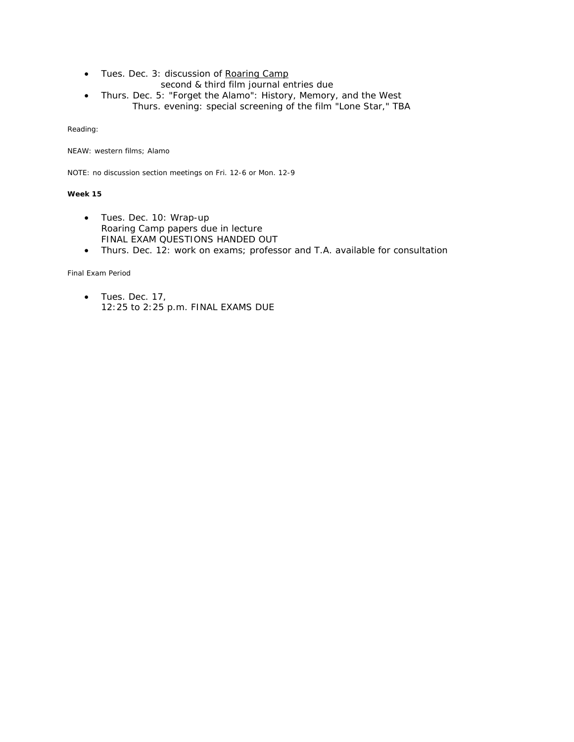- Tues. Dec. 3: discussion of <u>Roaring Camp</u>
  second & third film journal entries due
- Thurs. Dec. 5: "Forget the Alamo": History, Memory, and the West
  Thurs. evening: special screening of the film "Lone Star," TBA

Reading:

NEAW: western films; Alamo

NOTE: no discussion section meetings on Fri. 12-6 or Mon. 12-9

**Week 15**

- Tues. Dec. 10: Wrap-up
  Roaring Camp papers due in lecture
  FINAL EXAM QUESTIONS HANDED OUT
- Thurs. Dec. 12: work on exams; professor and T.A. available for consultation

Final Exam Period

- Tues. Dec. 17,
  12:25 to 2:25 p.m. FINAL EXAMS DUE